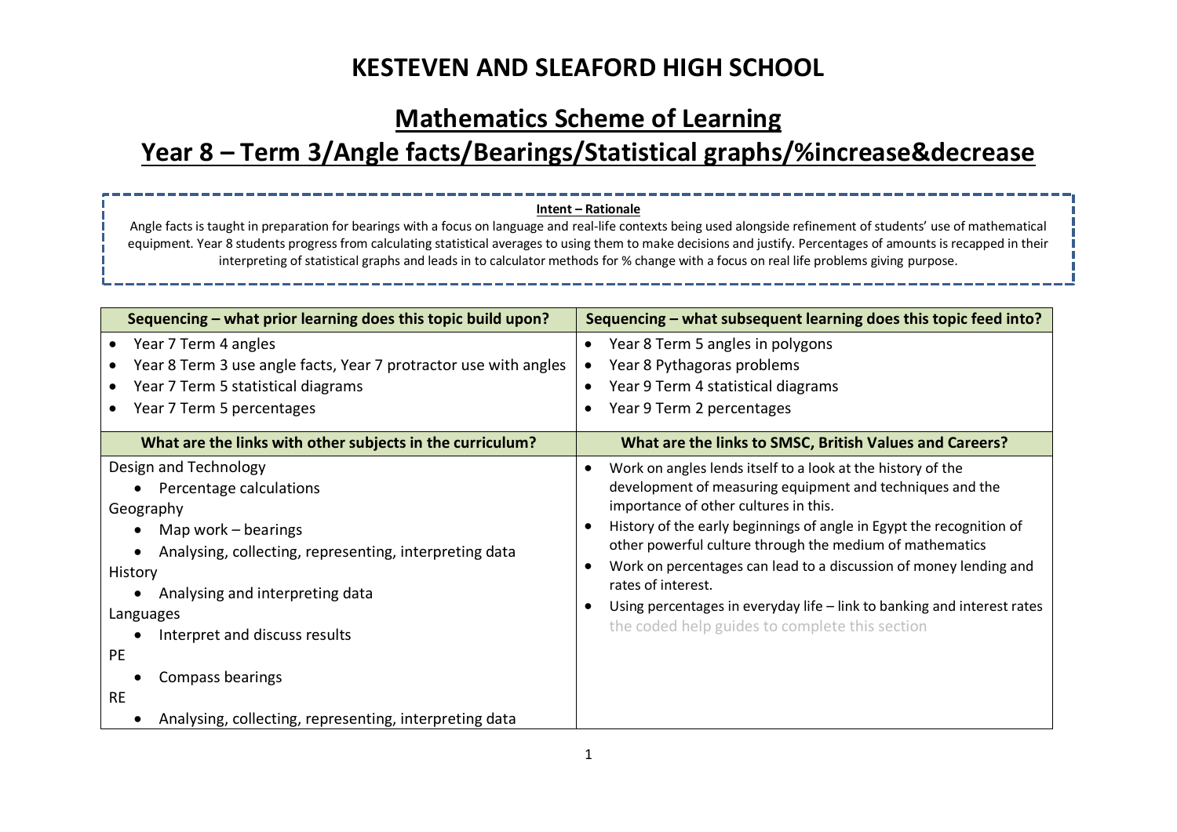# KESTEVEN AND SLEAFORD HIGH SCHOOL

## Mathematics Scheme of Learning

## Year 8 – Term 3/Angle facts/Bearings/Statistical graphs/%increase&decrease

**Intent – Rationale**

Angle facts is taught in preparation for bearings with a focus on language and real-life contexts being used alongside refinement of students' use of mathematical equipment. Year 8 students progress from calculating statistical averages to using them to make decisions and justify. Percentages of amounts is recapped in their interpreting of statistical graphs and leads in to calculator methods for % change with a focus on real life problems giving purpose.

| Sequencing – what prior learning does this topic build upon? | Sequencing – what subsequent learning does this topic feed into? |
|---|---|
| • Year 7 Term 4 angles<br>• Year 8 Term 3 use angle facts, Year 7 protractor use with angles<br>• Year 7 Term 5 statistical diagrams<br>• Year 7 Term 5 percentages | • Year 8 Term 5 angles in polygons<br>• Year 8 Pythagoras problems<br>• Year 9 Term 4 statistical diagrams<br>• Year 9 Term 2 percentages |
| **What are the links with other subjects in the curriculum?** | **What are the links to SMSC, British Values and Careers?** |
| Design and Technology<br>• Percentage calculations<br>Geography<br>• Map work – bearings<br>• Analysing, collecting, representing, interpreting data<br>History<br>• Analysing and interpreting data<br>Languages<br>• Interpret and discuss results<br>PE<br>• Compass bearings<br>RE<br>• Analysing, collecting, representing, interpreting data | • Work on angles lends itself to a look at the history of the development of measuring equipment and techniques and the importance of other cultures in this.<br>• History of the early beginnings of angle in Egypt the recognition of other powerful culture through the medium of mathematics<br>• Work on percentages can lead to a discussion of money lending and rates of interest.<br>• Using percentages in everyday life – link to banking and interest rates<br>the coded help guides to complete this section |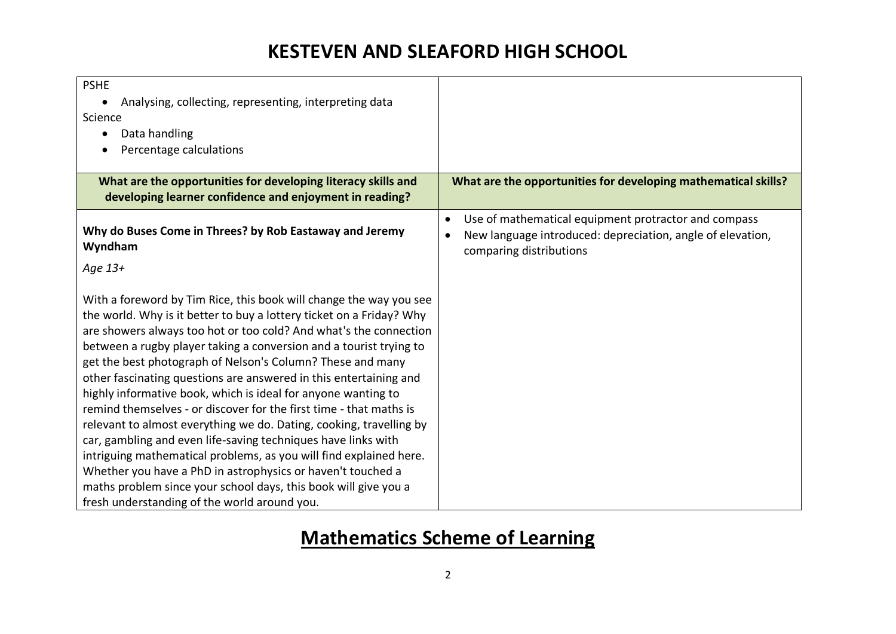| PSHE<br>• Analysing, collecting, representing, interpreting data<br>Science<br>• Data handling<br>• Percentage calculations | |
|---|---|
| **What are the opportunities for developing literacy skills and developing learner confidence and enjoyment in reading?** | **What are the opportunities for developing mathematical skills?** |
| **Why do Buses Come in Threes? by Rob Eastaway and Jeremy Wyndham**<br>*Age 13+*<br><br>With a foreword by Tim Rice, this book will change the way you see the world. Why is it better to buy a lottery ticket on a Friday? Why are showers always too hot or too cold? And what's the connection between a rugby player taking a conversion and a tourist trying to get the best photograph of Nelson's Column? These and many other fascinating questions are answered in this entertaining and highly informative book, which is ideal for anyone wanting to remind themselves - or discover for the first time - that maths is relevant to almost everything we do. Dating, cooking, travelling by car, gambling and even life-saving techniques have links with intriguing mathematical problems, as you will find explained here. Whether you have a PhD in astrophysics or haven't touched a maths problem since your school days, this book will give you a fresh understanding of the world around you. | • Use of mathematical equipment protractor and compass<br>• New language introduced: depreciation, angle of elevation, comparing distributions |

## Mathematics Scheme of Learning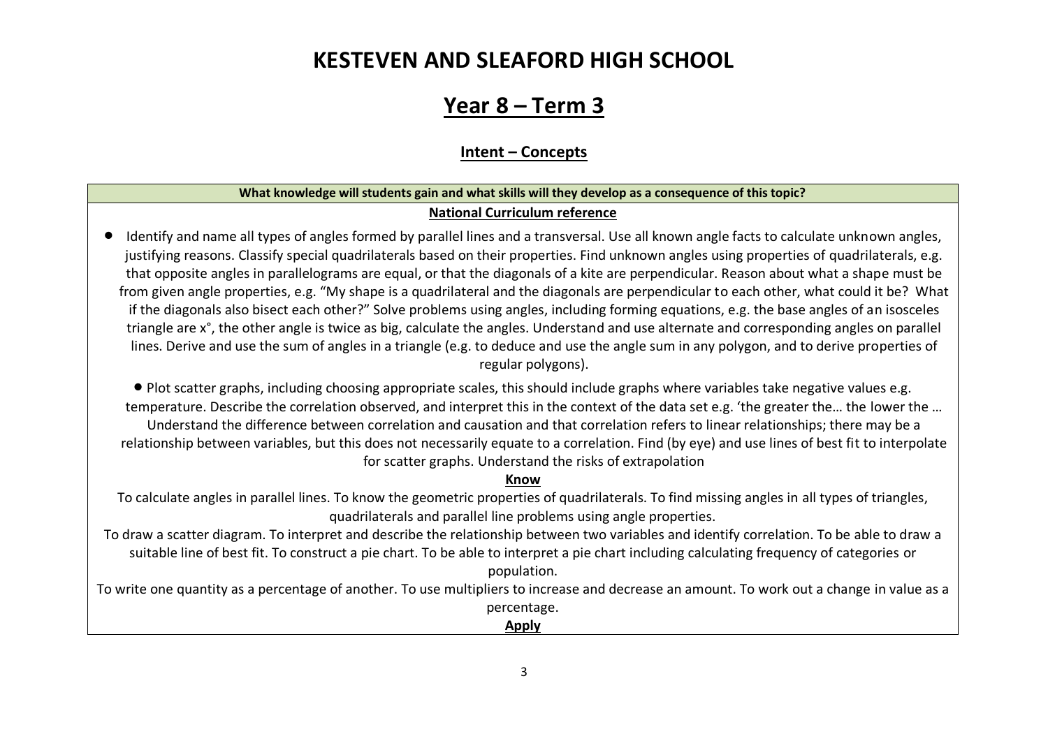# KESTEVEN AND SLEAFORD HIGH SCHOOL

## Year 8 – Term 3

### Intent – Concepts

| What knowledge will students gain and what skills will they develop as a consequence of this topic? |
| --- |
| **National Curriculum reference**<br><br>• Identify and name all types of angles formed by parallel lines and a transversal. Use all known angle facts to calculate unknown angles, justifying reasons. Classify special quadrilaterals based on their properties. Find unknown angles using properties of quadrilaterals, e.g. that opposite angles in parallelograms are equal, or that the diagonals of a kite are perpendicular. Reason about what a shape must be from given angle properties, e.g. "My shape is a quadrilateral and the diagonals are perpendicular to each other, what could it be? What if the diagonals also bisect each other?" Solve problems using angles, including forming equations, e.g. the base angles of an isosceles triangle are x°, the other angle is twice as big, calculate the angles. Understand and use alternate and corresponding angles on parallel lines. Derive and use the sum of angles in a triangle (e.g. to deduce and use the angle sum in any polygon, and to derive properties of regular polygons).<br><br>• Plot scatter graphs, including choosing appropriate scales, this should include graphs where variables take negative values e.g. temperature. Describe the correlation observed, and interpret this in the context of the data set e.g. 'the greater the… the lower the … Understand the difference between correlation and causation and that correlation refers to linear relationships; there may be a relationship between variables, but this does not necessarily equate to a correlation. Find (by eye) and use lines of best fit to interpolate for scatter graphs. Understand the risks of extrapolation<br><br>**Know**<br><br>To calculate angles in parallel lines. To know the geometric properties of quadrilaterals. To find missing angles in all types of triangles, quadrilaterals and parallel line problems using angle properties.<br><br>To draw a scatter diagram. To interpret and describe the relationship between two variables and identify correlation. To be able to draw a suitable line of best fit. To construct a pie chart. To be able to interpret a pie chart including calculating frequency of categories or population.<br><br>To write one quantity as a percentage of another. To use multipliers to increase and decrease an amount. To work out a change in value as a percentage.<br><br>**Apply** |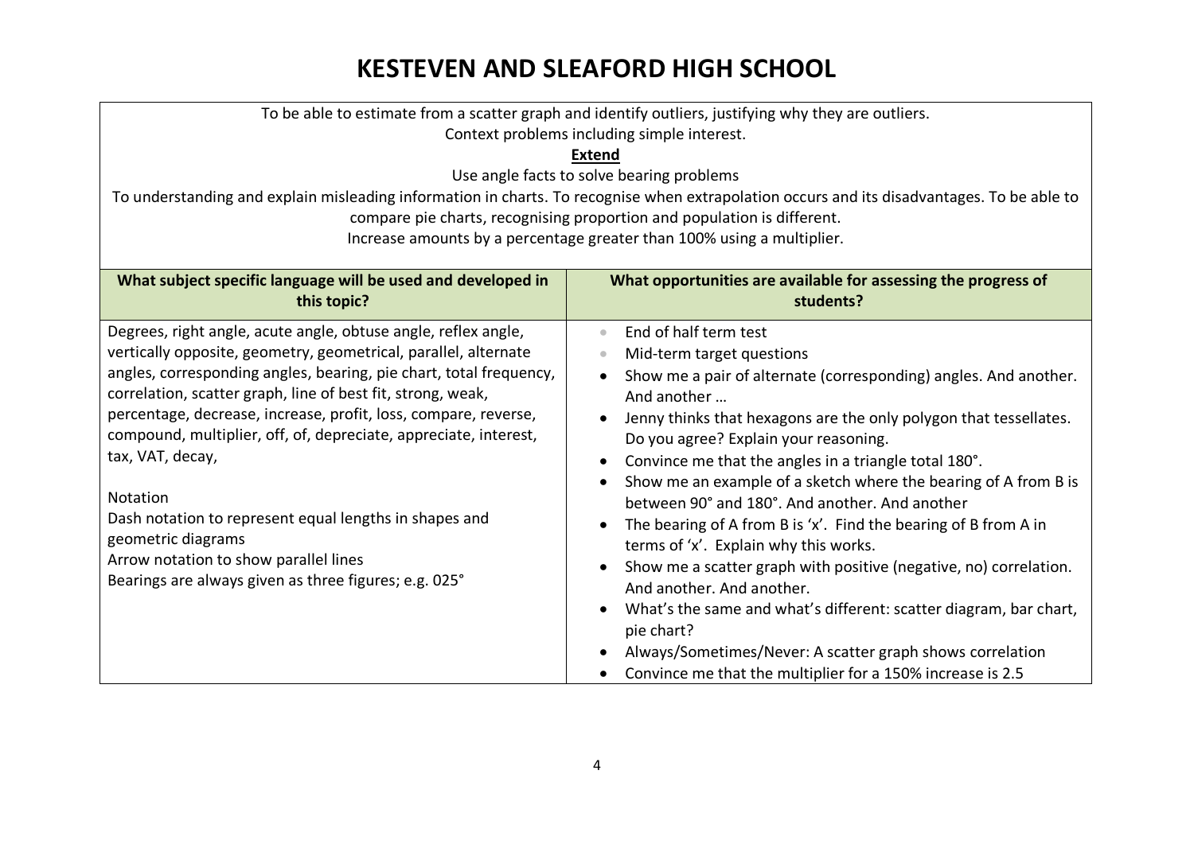# KESTEVEN AND SLEAFORD HIGH SCHOOL

To be able to estimate from a scatter graph and identify outliers, justifying why they are outliers.
Context problems including simple interest.

**Extend**

Use angle facts to solve bearing problems
To understanding and explain misleading information in charts. To recognise when extrapolation occurs and its disadvantages. To be able to compare pie charts, recognising proportion and population is different.
Increase amounts by a percentage greater than 100% using a multiplier.

| What subject specific language will be used and developed in this topic? | What opportunities are available for assessing the progress of students? |
|---|---|
| Degrees, right angle, acute angle, obtuse angle, reflex angle, vertically opposite, geometry, geometrical, parallel, alternate angles, corresponding angles, bearing, pie chart, total frequency, correlation, scatter graph, line of best fit, strong, weak, percentage, decrease, increase, profit, loss, compare, reverse, compound, multiplier, off, of, depreciate, appreciate, interest, tax, VAT, decay,<br><br>Notation<br>Dash notation to represent equal lengths in shapes and geometric diagrams<br>Arrow notation to show parallel lines<br>Bearings are always given as three figures; e.g. 025° | • End of half term test<br>• Mid-term target questions<br>• Show me a pair of alternate (corresponding) angles. And another. And another …<br>• Jenny thinks that hexagons are the only polygon that tessellates. Do you agree? Explain your reasoning.<br>• Convince me that the angles in a triangle total 180°.<br>• Show me an example of a sketch where the bearing of A from B is between 90° and 180°. And another. And another<br>• The bearing of A from B is 'x'. Find the bearing of B from A in terms of 'x'. Explain why this works.<br>• Show me a scatter graph with positive (negative, no) correlation. And another. And another.<br>• What's the same and what's different: scatter diagram, bar chart, pie chart?<br>• Always/Sometimes/Never: A scatter graph shows correlation<br>• Convince me that the multiplier for a 150% increase is 2.5 |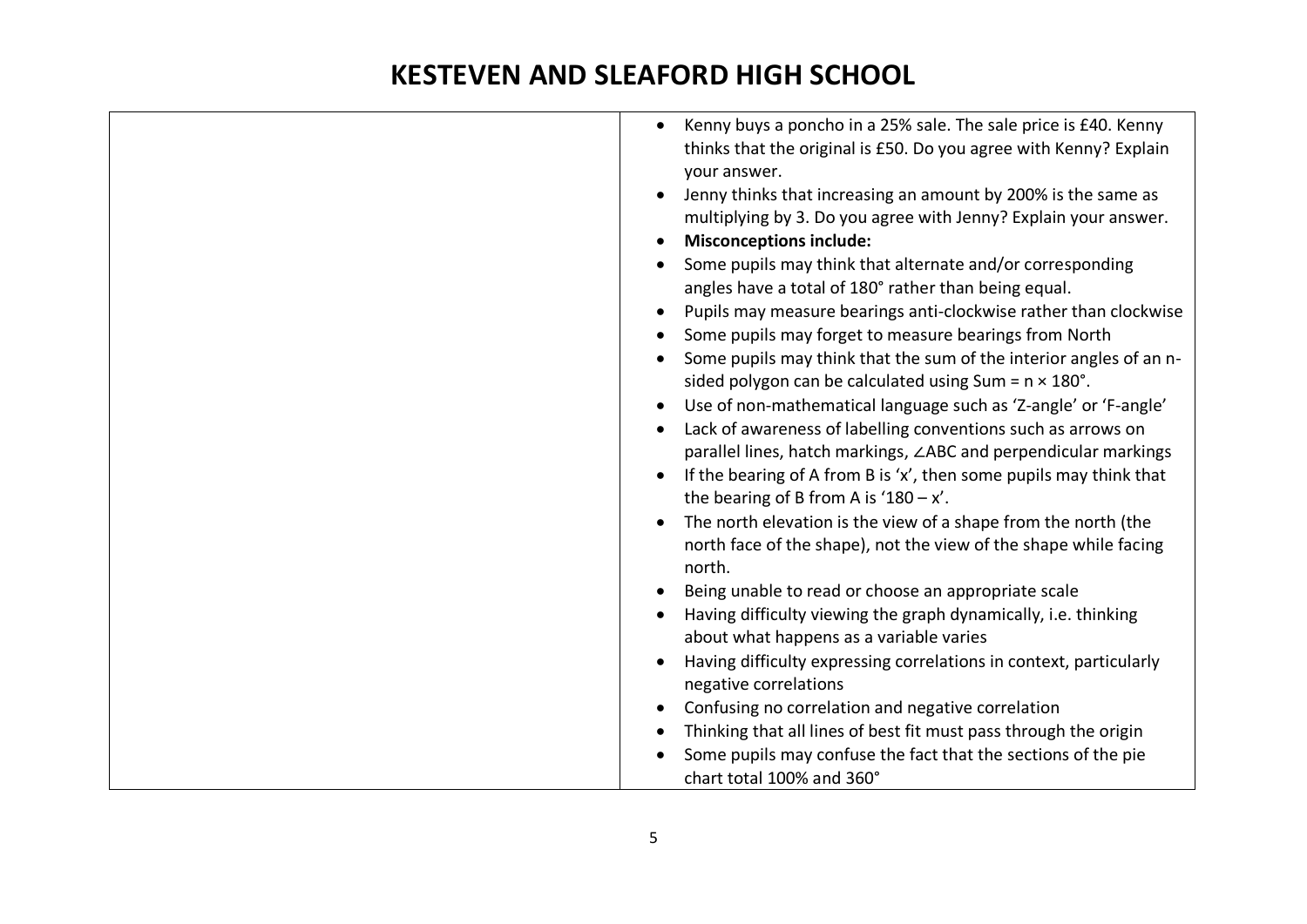# KESTEVEN AND SLEAFORD HIGH SCHOOL

| | |
|---|---|
| | • Kenny buys a poncho in a 25% sale. The sale price is £40. Kenny thinks that the original is £50. Do you agree with Kenny? Explain your answer.<br>• Jenny thinks that increasing an amount by 200% is the same as multiplying by 3. Do you agree with Jenny? Explain your answer.<br>• **Misconceptions include:**<br>• Some pupils may think that alternate and/or corresponding angles have a total of 180° rather than being equal.<br>• Pupils may measure bearings anti-clockwise rather than clockwise<br>• Some pupils may forget to measure bearings from North<br>• Some pupils may think that the sum of the interior angles of an n-sided polygon can be calculated using Sum = $n \times 180°$.<br>• Use of non-mathematical language such as 'Z-angle' or 'F-angle'<br>• Lack of awareness of labelling conventions such as arrows on parallel lines, hatch markings, ∠ABC and perpendicular markings<br>• If the bearing of A from B is 'x', then some pupils may think that the bearing of B from A is '$180 - x$'.<br>• The north elevation is the view of a shape from the north (the north face of the shape), not the view of the shape while facing north.<br>• Being unable to read or choose an appropriate scale<br>• Having difficulty viewing the graph dynamically, i.e. thinking about what happens as a variable varies<br>• Having difficulty expressing correlations in context, particularly negative correlations<br>• Confusing no correlation and negative correlation<br>• Thinking that all lines of best fit must pass through the origin<br>• Some pupils may confuse the fact that the sections of the pie chart total 100% and 360° |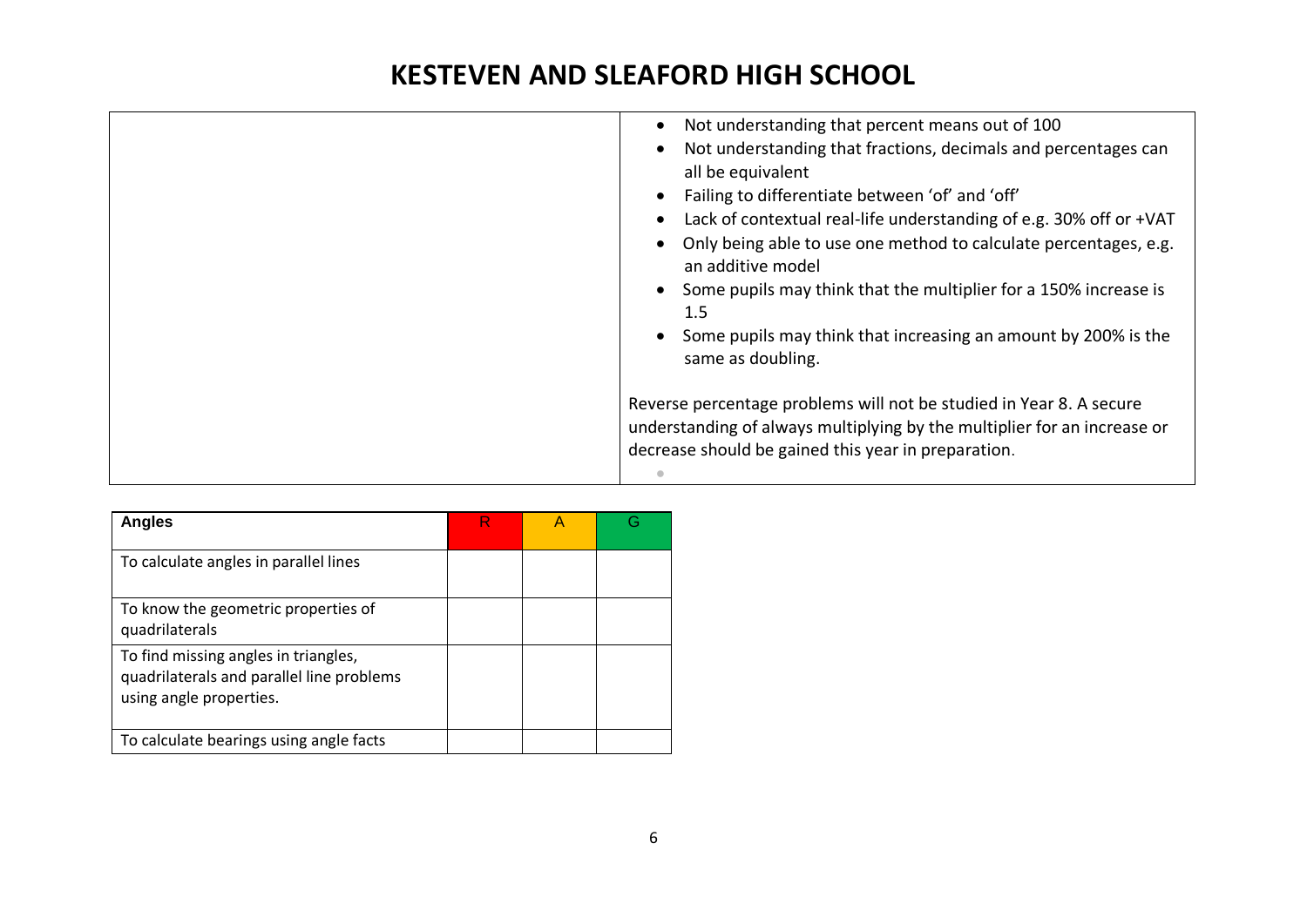# KESTEVEN AND SLEAFORD HIGH SCHOOL

| | |
|---|---|
| | • Not understanding that percent means out of 100<br>• Not understanding that fractions, decimals and percentages can all be equivalent<br>• Failing to differentiate between 'of' and 'off'<br>• Lack of contextual real-life understanding of e.g. 30% off or +VAT<br>• Only being able to use one method to calculate percentages, e.g. an additive model<br>• Some pupils may think that the multiplier for a 150% increase is 1.5<br>• Some pupils may think that increasing an amount by 200% is the same as doubling.<br><br>Reverse percentage problems will not be studied in Year 8. A secure understanding of always multiplying by the multiplier for an increase or decrease should be gained this year in preparation. |

| **Angles** | R | A | G |
|---|---|---|---|
| To calculate angles in parallel lines | | | |
| To know the geometric properties of quadrilaterals | | | |
| To find missing angles in triangles, quadrilaterals and parallel line problems using angle properties. | | | |
| To calculate bearings using angle facts | | | |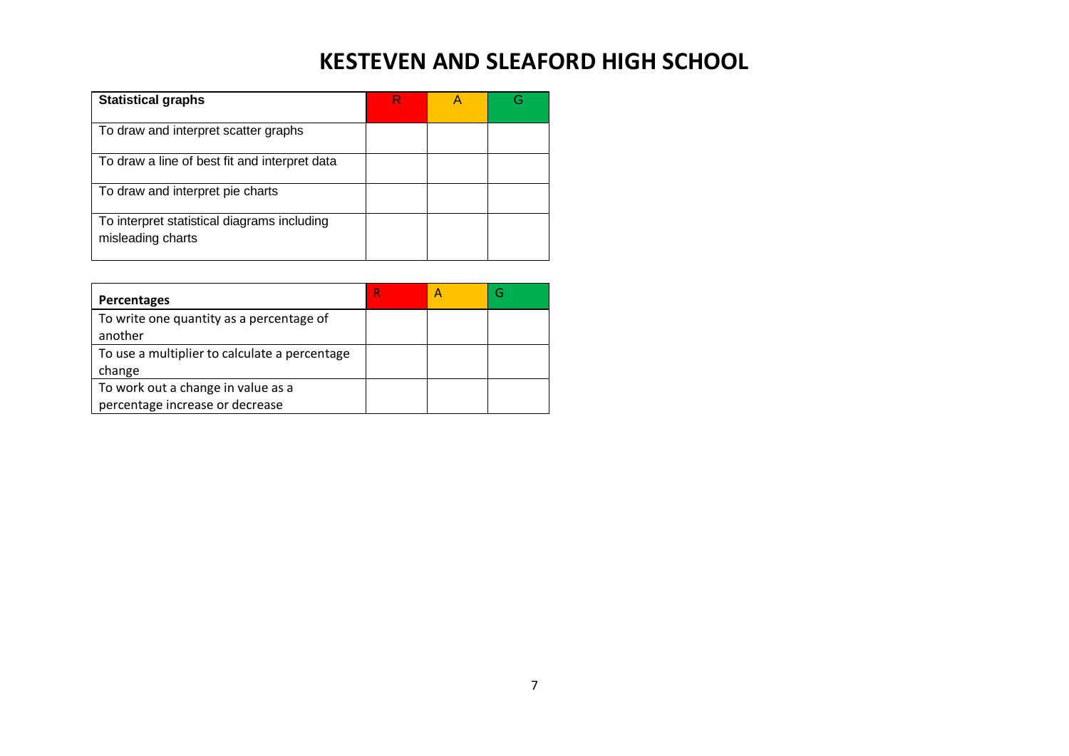# KESTEVEN AND SLEAFORD HIGH SCHOOL

| Statistical graphs | R | A | G |
| --- | --- | --- | --- |
| To draw and interpret scatter graphs | | | |
| To draw a line of best fit and interpret data | | | |
| To draw and interpret pie charts | | | |
| To interpret statistical diagrams including misleading charts | | | |

| Percentages | R | A | G |
| --- | --- | --- | --- |
| To write one quantity as a percentage of another | | | |
| To use a multiplier to calculate a percentage change | | | |
| To work out a change in value as a percentage increase or decrease | | | |